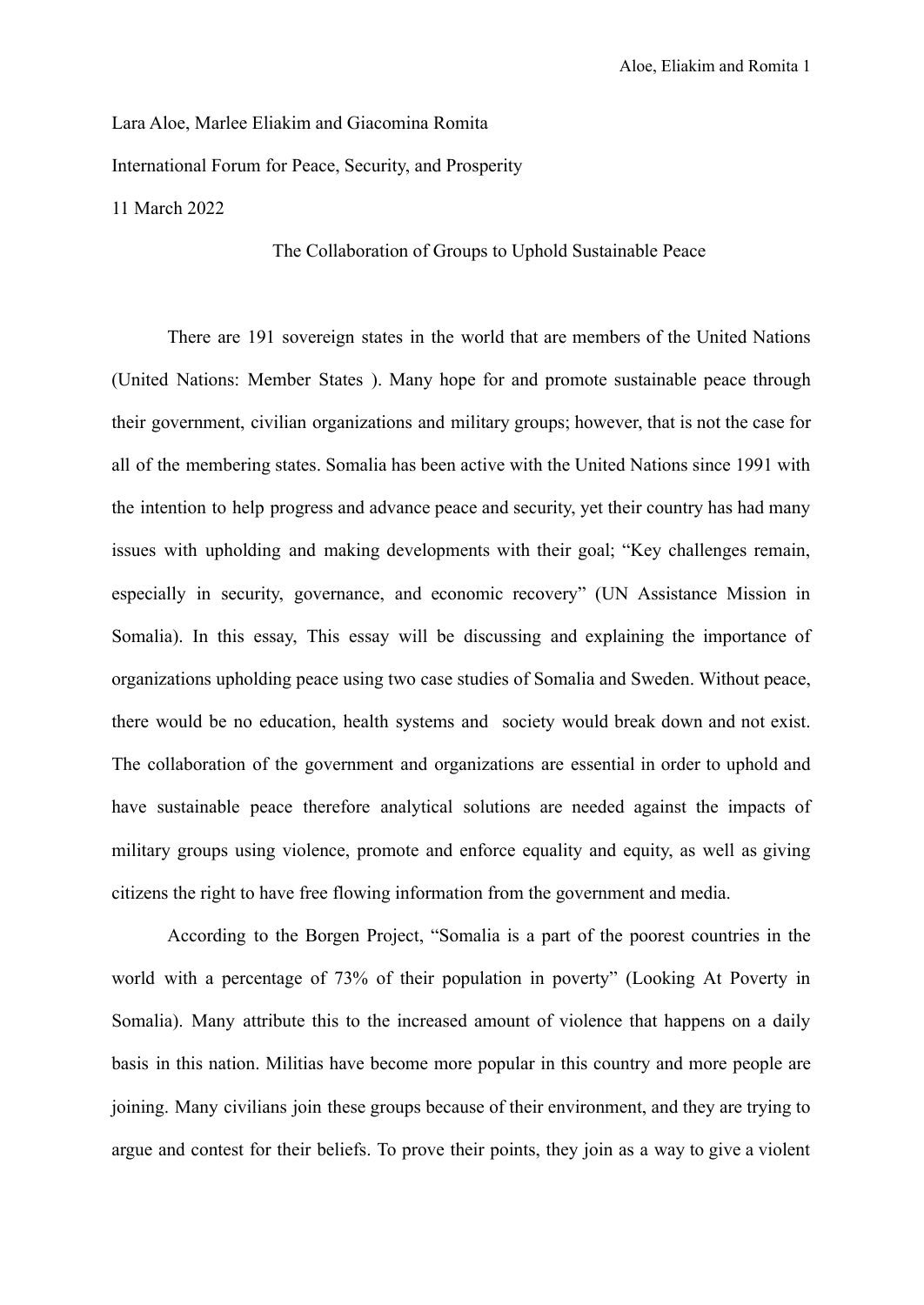Lara Aloe, Marlee Eliakim and Giacomina Romita

International Forum for Peace, Security, and Prosperity

11 March 2022

The Collaboration of Groups to Uphold Sustainable Peace

There are 191 sovereign states in the world that are members of the United Nations (United Nations: Member States ). Many hope for and promote sustainable peace through their government, civilian organizations and military groups; however, that is not the case for all of the membering states. Somalia has been active with the United Nations since 1991 with the intention to help progress and advance peace and security, yet their country has had many issues with upholding and making developments with their goal; "Key challenges remain, especially in security, governance, and economic recovery" (UN Assistance Mission in Somalia). In this essay, This essay will be discussing and explaining the importance of organizations upholding peace using two case studies of Somalia and Sweden. Without peace, there would be no education, health systems and society would break down and not exist. The collaboration of the government and organizations are essential in order to uphold and have sustainable peace therefore analytical solutions are needed against the impacts of military groups using violence, promote and enforce equality and equity, as well as giving citizens the right to have free flowing information from the government and media.

According to the Borgen Project, "Somalia is a part of the poorest countries in the world with a percentage of 73% of their population in poverty" (Looking At Poverty in Somalia). Many attribute this to the increased amount of violence that happens on a daily basis in this nation. Militias have become more popular in this country and more people are joining. Many civilians join these groups because of their environment, and they are trying to argue and contest for their beliefs. To prove their points, they join as a way to give a violent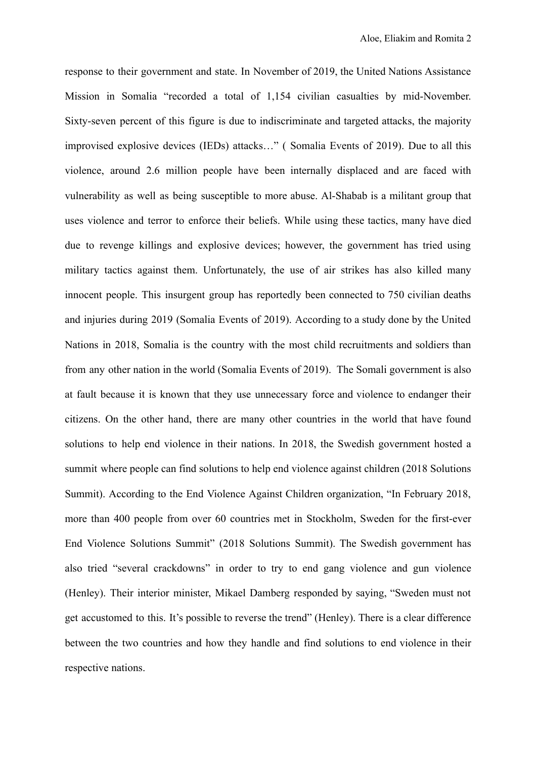response to their government and state. In November of 2019, the United Nations Assistance Mission in Somalia "recorded a total of 1,154 civilian casualties by mid-November. Sixty-seven percent of this figure is due to indiscriminate and targeted attacks, the majority improvised explosive devices (IEDs) attacks…" ( Somalia Events of 2019). Due to all this violence, around 2.6 million people have been internally displaced and are faced with vulnerability as well as being susceptible to more abuse. Al-Shabab is a militant group that uses violence and terror to enforce their beliefs. While using these tactics, many have died due to revenge killings and explosive devices; however, the government has tried using military tactics against them. Unfortunately, the use of air strikes has also killed many innocent people. This insurgent group has reportedly been connected to 750 civilian deaths and injuries during 2019 (Somalia Events of 2019). According to a study done by the United Nations in 2018, Somalia is the country with the most child recruitments and soldiers than from any other nation in the world (Somalia Events of 2019). The Somali government is also at fault because it is known that they use unnecessary force and violence to endanger their citizens. On the other hand, there are many other countries in the world that have found solutions to help end violence in their nations. In 2018, the Swedish government hosted a summit where people can find solutions to help end violence against children (2018 Solutions Summit). According to the End Violence Against Children organization, "In February 2018, more than 400 people from over 60 countries met in Stockholm, Sweden for the first-ever End Violence Solutions Summit" (2018 Solutions Summit). The Swedish government has also tried "several crackdowns" in order to try to end gang violence and gun violence (Henley). Their interior minister, Mikael Damberg responded by saying, "Sweden must not get accustomed to this. It's possible to reverse the trend" (Henley). There is a clear difference between the two countries and how they handle and find solutions to end violence in their respective nations.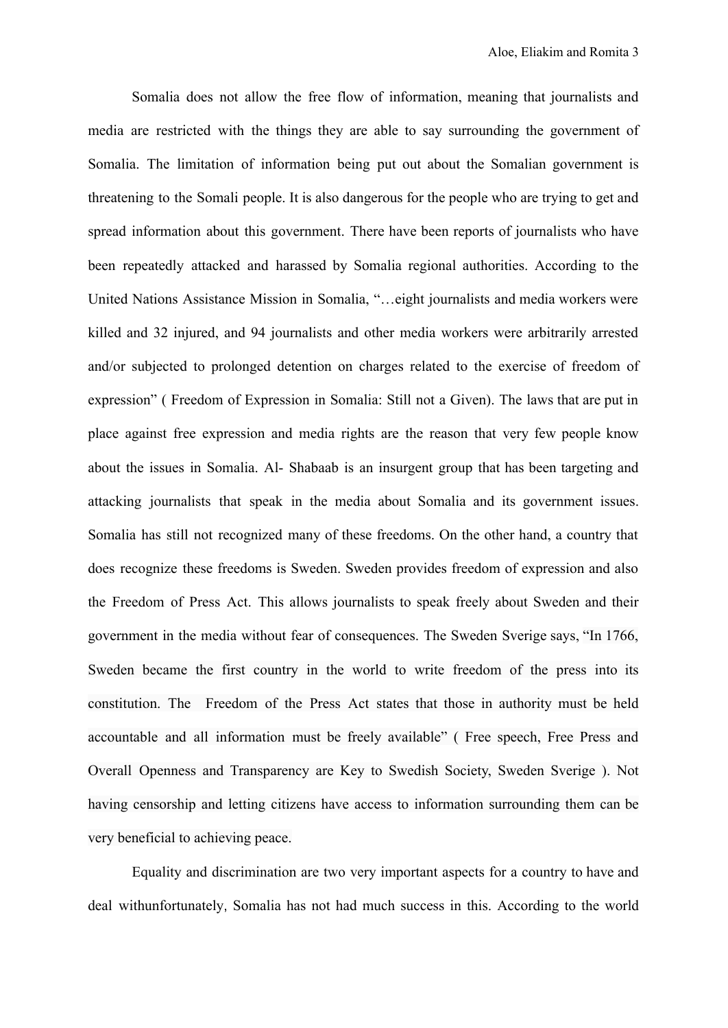Somalia does not allow the free flow of information, meaning that journalists and media are restricted with the things they are able to say surrounding the government of Somalia. The limitation of information being put out about the Somalian government is threatening to the Somali people. It is also dangerous for the people who are trying to get and spread information about this government. There have been reports of journalists who have been repeatedly attacked and harassed by Somalia regional authorities. According to the United Nations Assistance Mission in Somalia, "…eight journalists and media workers were killed and 32 injured, and 94 journalists and other media workers were arbitrarily arrested and/or subjected to prolonged detention on charges related to the exercise of freedom of expression" ( Freedom of Expression in Somalia: Still not a Given). The laws that are put in place against free expression and media rights are the reason that very few people know about the issues in Somalia. Al- Shabaab is an insurgent group that has been targeting and attacking journalists that speak in the media about Somalia and its government issues. Somalia has still not recognized many of these freedoms. On the other hand, a country that does recognize these freedoms is Sweden. Sweden provides freedom of expression and also the Freedom of Press Act. This allows journalists to speak freely about Sweden and their government in the media without fear of consequences. The Sweden Sverige says, "In 1766, Sweden became the first country in the world to write freedom of the press into its constitution. The  Freedom of the Press Act states that those in authority must be held accountable and all information must be freely available" ( Free speech, Free Press and Overall Openness and Transparency are Key to Swedish Society, Sweden Sverige ). Not having censorship and letting citizens have access to information surrounding them can be very beneficial to achieving peace.

Equality and discrimination are two very important aspects for a country to have and deal withunfortunately, Somalia has not had much success in this. According to the world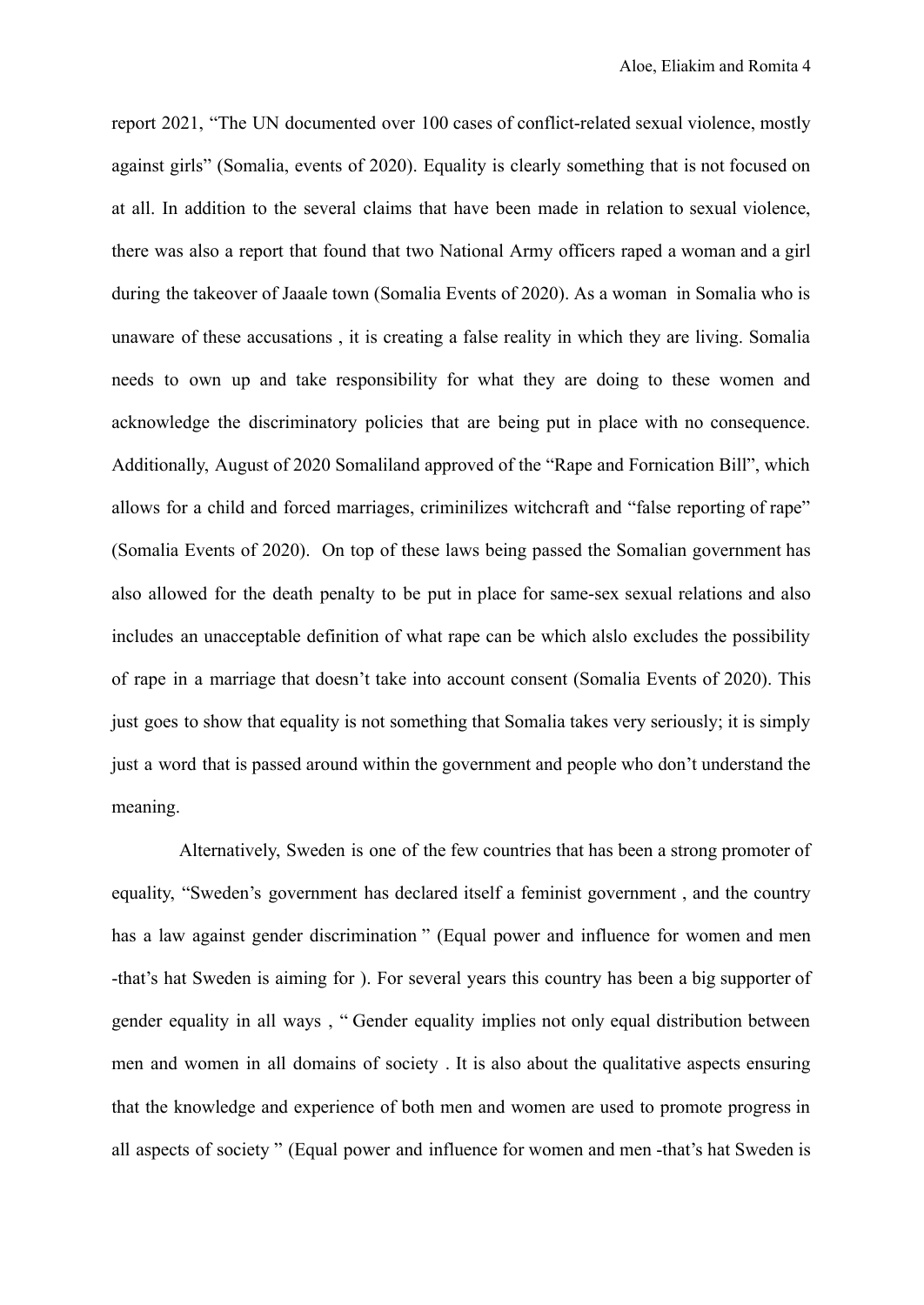report 2021, "The UN documented over 100 cases of conflict-related sexual violence, mostly against girls" (Somalia, events of 2020). Equality is clearly something that is not focused on at all. In addition to the several claims that have been made in relation to sexual violence, there was also a report that found that two National Army officers raped a woman and a girl during the takeover of Jaaale town (Somalia Events of 2020). As a woman in Somalia who is unaware of these accusations , it is creating a false reality in which they are living. Somalia needs to own up and take responsibility for what they are doing to these women and acknowledge the discriminatory policies that are being put in place with no consequence. Additionally, August of 2020 Somaliland approved of the "Rape and Fornication Bill", which allows for a child and forced marriages, criminilizes witchcraft and "false reporting of rape" (Somalia Events of 2020). On top of these laws being passed the Somalian government has also allowed for the death penalty to be put in place for same-sex sexual relations and also includes an unacceptable definition of what rape can be which alslo excludes the possibility of rape in a marriage that doesn't take into account consent (Somalia Events of 2020). This just goes to show that equality is not something that Somalia takes very seriously; it is simply just a word that is passed around within the government and people who don't understand the meaning.

Alternatively, Sweden is one of the few countries that has been a strong promoter of equality, "Sweden's government has declared itself a feminist government , and the country has a law against gender discrimination " (Equal power and influence for women and men -that's hat Sweden is aiming for ). For several years this country has been a big supporter of gender equality in all ways , " Gender equality implies not only equal distribution between men and women in all domains of society . It is also about the qualitative aspects ensuring that the knowledge and experience of both men and women are used to promote progress in all aspects of society " (Equal power and influence for women and men -that's hat Sweden is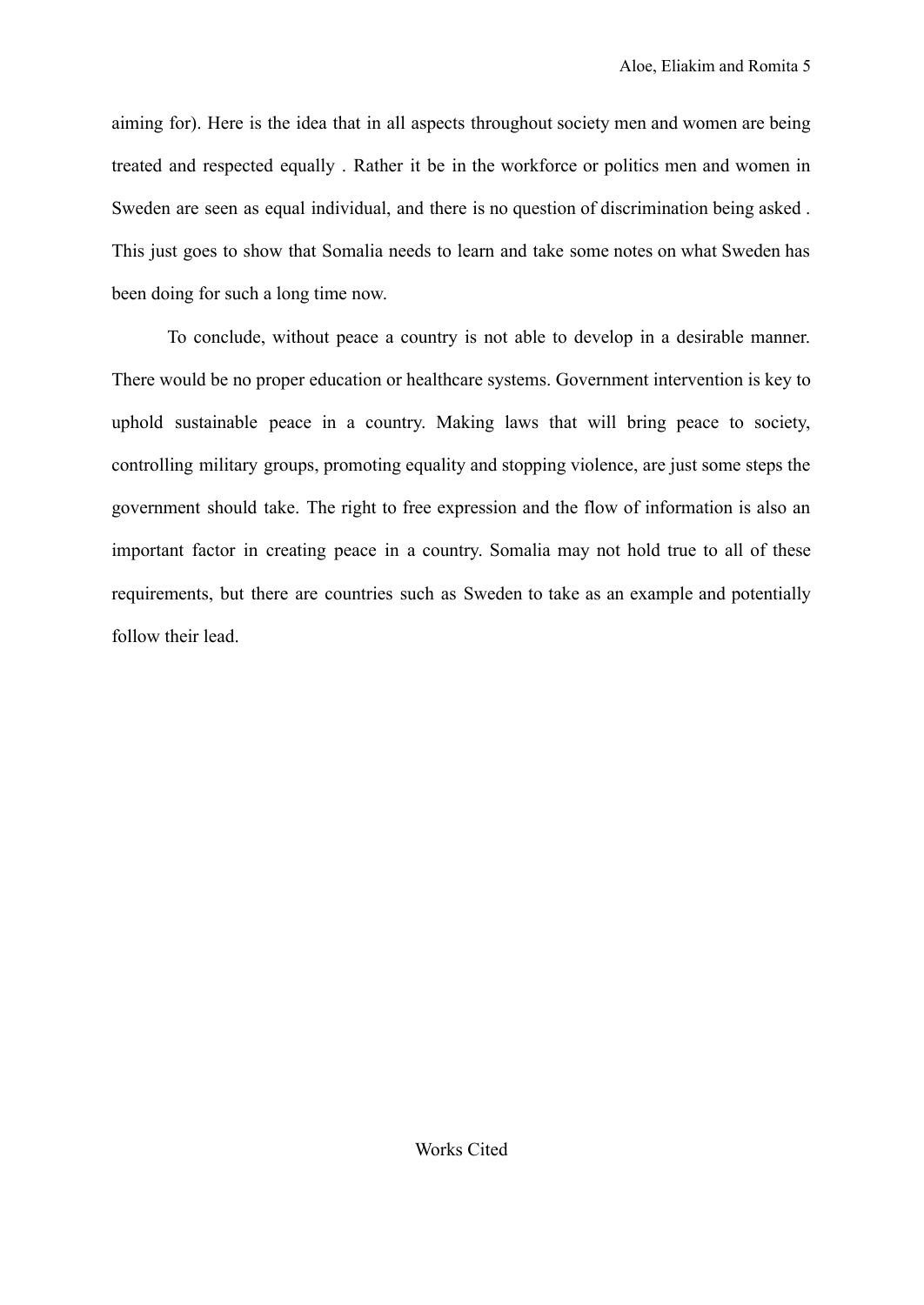aiming for). Here is the idea that in all aspects throughout society men and women are being treated and respected equally . Rather it be in the workforce or politics men and women in Sweden are seen as equal individual, and there is no question of discrimination being asked . This just goes to show that Somalia needs to learn and take some notes on what Sweden has been doing for such a long time now.

To conclude, without peace a country is not able to develop in a desirable manner. There would be no proper education or healthcare systems. Government intervention is key to uphold sustainable peace in a country. Making laws that will bring peace to society, controlling military groups, promoting equality and stopping violence, are just some steps the government should take. The right to free expression and the flow of information is also an important factor in creating peace in a country. Somalia may not hold true to all of these requirements, but there are countries such as Sweden to take as an example and potentially follow their lead.

## Works Cited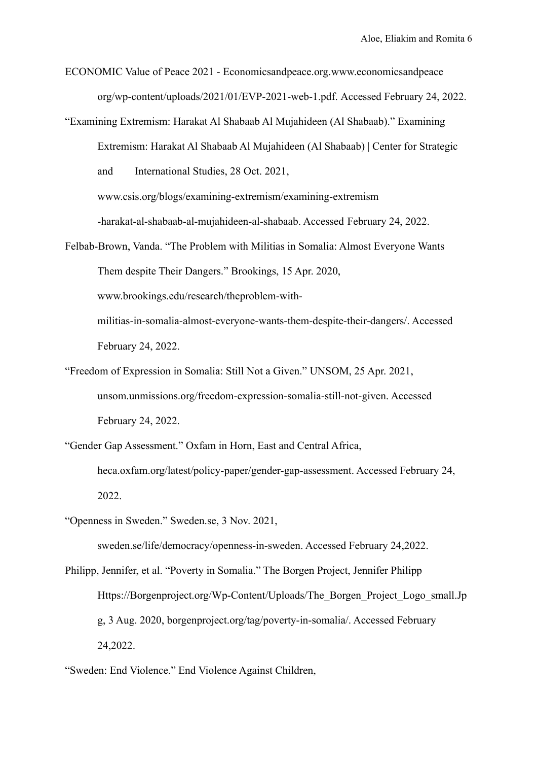ECONOMIC Value of Peace 2021 - Economicsandpeace.org.www.economicsandpeace org/wp-content/uploads/2021/01/EVP-2021-web-1.pdf. Accessed February 24, 2022.

"Examining Extremism: Harakat Al Shabaab Al Mujahideen (Al Shabaab)." Examining Extremism: Harakat Al Shabaab Al Mujahideen (Al Shabaab) | Center for Strategic and International Studies, 28 Oct. 2021, www.csis.org/blogs/examining-extremism/examining-extremism -harakat-al-shabaab-al-mujahideen-al-shabaab. Accessed February 24, 2022.

Felbab-Brown, Vanda. "The Problem with Militias in Somalia: Almost Everyone Wants Them despite Their Dangers." Brookings, 15 Apr. 2020, www.brookings.edu/research/theproblem-with- militias-in-somalia-almost-everyone-wants-them-despite-their-dangers/. Accessed February 24, 2022.

"Freedom of Expression in Somalia: Still Not a Given." UNSOM, 25 Apr. 2021, unsom.unmissions.org/freedom-expression-somalia-still-not-given. Accessed February 24, 2022.

"Gender Gap Assessment." Oxfam in Horn, East and Central Africa, heca.oxfam.org/latest/policy-paper/gender-gap-assessment. Accessed February 24, 2022.

"Openness in Sweden." Sweden.se, 3 Nov. 2021, sweden.se/life/democracy/openness-in-sweden. Accessed February 24,2022.

Philipp, Jennifer, et al. "Poverty in Somalia." The Borgen Project, Jennifer Philipp Https://Borgenproject.org/Wp-Content/Uploads/The_Borgen_Project_Logo_small.Jpg, 3 Aug. 2020, borgenproject.org/tag/poverty-in-somalia/. Accessed February 24,2022.

"Sweden: End Violence." End Violence Against Children,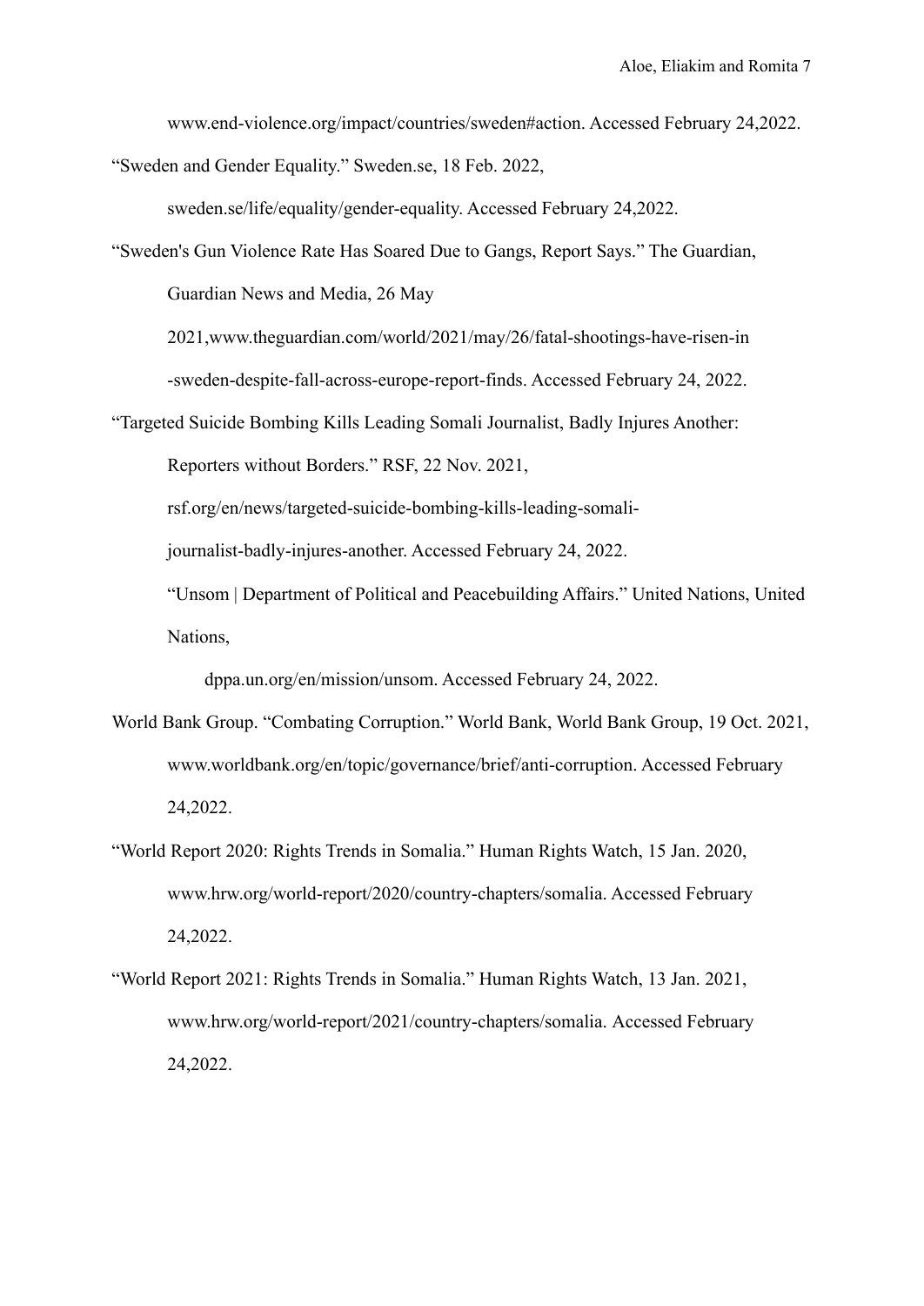www.end-violence.org/impact/countries/sweden#action. Accessed February 24,2022.

"Sweden and Gender Equality." Sweden.se, 18 Feb. 2022, sweden.se/life/equality/gender-equality. Accessed February 24,2022.

"Sweden's Gun Violence Rate Has Soared Due to Gangs, Report Says." The Guardian, Guardian News and Media, 26 May 2021,www.theguardian.com/world/2021/may/26/fatal-shootings-have-risen-in-sweden-despite-fall-across-europe-report-finds. Accessed February 24, 2022.

"Targeted Suicide Bombing Kills Leading Somali Journalist, Badly Injures Another: Reporters without Borders." RSF, 22 Nov. 2021, rsf.org/en/news/targeted-suicide-bombing-kills-leading-somali-journalist-badly-injures-another. Accessed February 24, 2022.

"Unsom | Department of Political and Peacebuilding Affairs." United Nations, United Nations, dppa.un.org/en/mission/unsom. Accessed February 24, 2022.

World Bank Group. "Combating Corruption." World Bank, World Bank Group, 19 Oct. 2021, www.worldbank.org/en/topic/governance/brief/anti-corruption. Accessed February 24,2022.

"World Report 2020: Rights Trends in Somalia." Human Rights Watch, 15 Jan. 2020, www.hrw.org/world-report/2020/country-chapters/somalia. Accessed February 24,2022.

"World Report 2021: Rights Trends in Somalia." Human Rights Watch, 13 Jan. 2021, www.hrw.org/world-report/2021/country-chapters/somalia. Accessed February 24,2022.